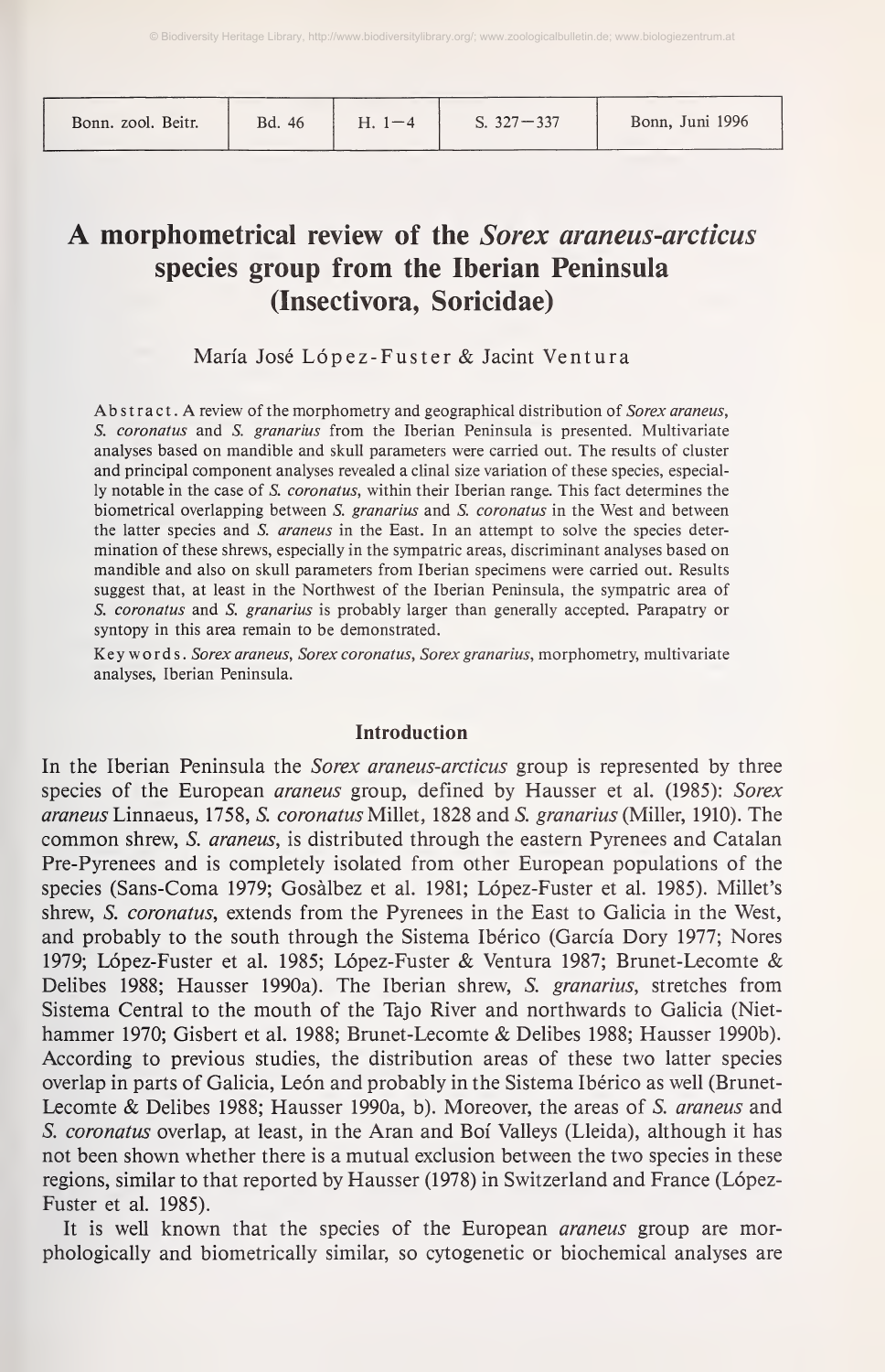# A morphometrical review of the *Sorex araneus-arcticus* species group from the Iberian Peninsula (Insectivora, Soricidae)

María José López-Fuster & Jacint Ventura

**Abstract.** A review of the morphometry and geographical distribution of *Sorex araneus*, *S. coronatus* and *S. granarius* from the Iberian Peninsula is presented. Multivariate analyses based on mandible and skull parameters were carried out. The results of cluster and principal component analyses revealed a clinal size variation of these species, especially notable in the case of *S. coronatus*, within their Iberian range. This fact determines the biometrical overlapping between *S. granarius* and *S. coronatus* in the West and between the latter species and *S. araneus* in the East. In an attempt to solve the species determination of these shrews, especially in the sympatric areas, discriminant analyses based on mandible and also on skull parameters from Iberian specimens were carried out. Results suggest that, at least in the Northwest of the Iberian Peninsula, the sympatric area of *S. coronatus* and *S. granarius* is probably larger than generally accepted. Parapatry or syntopy in this area remain to be demonstrated.

**Key words.** *Sorex araneus*, *Sorex coronatus*, *Sorex granarius*, morphometry, multivariate analyses, Iberian Peninsula.

## Introduction

In the Iberian Peninsula the *Sorex araneus-arcticus* group is represented by three species of the European *araneus* group, defined by Hausser et al. (1985): *Sorex araneus* Linnaeus, 1758, *S. coronatus* Millet, 1828 and *S. granarius* (Miller, 1910). The common shrew, *S. araneus*, is distributed through the eastern Pyrenees and Catalan Pre-Pyrenees and is completely isolated from other European populations of the species (Sans-Coma 1979; Gosàlbez et al. 1981; López-Fuster et al. 1985). Millet's shrew, *S. coronatus*, extends from the Pyrenees in the East to Galicia in the West, and probably to the south through the Sistema Ibérico (García Dory 1977; Nores 1979; López-Fuster et al. 1985; López-Fuster & Ventura 1987; Brunet-Lecomte & Delibes 1988; Hausser 1990a). The Iberian shrew, *S. granarius*, stretches from Sistema Central to the mouth of the Tajo River and northwards to Galicia (Niethammer 1970; Gisbert et al. 1988; Brunet-Lecomte & Delibes 1988; Hausser 1990b). According to previous studies, the distribution areas of these two latter species overlap in parts of Galicia, León and probably in the Sistema Ibérico as well (Brunet-Lecomte & Delibes 1988; Hausser 1990a, b). Moreover, the areas of *S. araneus* and *S. coronatus* overlap, at least, in the Aran and Boí Valleys (Lleida), although it has not been shown whether there is a mutual exclusion between the two species in these regions, similar to that reported by Hausser (1978) in Switzerland and France (López-Fuster et al. 1985).

It is well known that the species of the European *araneus* group are morphologically and biometrically similar, so cytogenetic or biochemical analyses are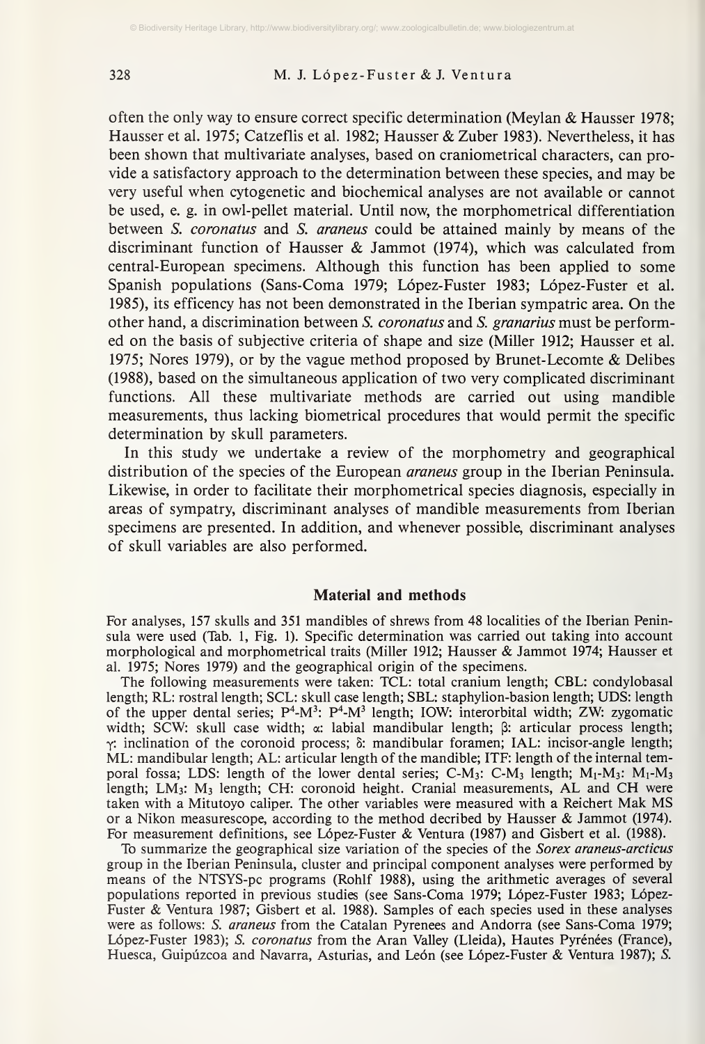often the only way to ensure correct specific determination (Meylan & Hausser 1978; Hausser et al. 1975; Catzeflis et al. 1982; Hausser & Zuber 1983). Nevertheless, it has been shown that multivariate analyses, based on craniometrical characters, can provide a satisfactory approach to the determination between these species, and may be very useful when cytogenetic and biochemical analyses are not available or cannot be used, e. g. in owl-pellet material. Until now, the morphometrical differentiation between *S. coronatus* and *S. araneus* could be attained mainly by means of the discriminant function of Hausser & Jammot (1974), which was calculated from central-European specimens. Although this function has been applied to some Spanish populations (Sans-Coma 1979; López-Fuster 1983; López-Fuster et al. 1985), its efficency has not been demonstrated in the Iberian sympatric area. On the other hand, a discrimination between *S. coronatus* and *S. granarius* must be performed on the basis of subjective criteria of shape and size (Miller 1912; Hausser et al. 1975; Nores 1979), or by the vague method proposed by Brunet-Lecomte & Delibes (1988), based on the simultaneous application of two very complicated discriminant functions. All these multivariate methods are carried out using mandible measurements, thus lacking biometrical procedures that would permit the specific determination by skull parameters.

In this study we undertake a review of the morphometry and geographical distribution of the species of the European *araneus* group in the Iberian Peninsula. Likewise, in order to facilitate their morphometrical species diagnosis, especially in areas of sympatry, discriminant analyses of mandible measurements from Iberian specimens are presented. In addition, and whenever possible, discriminant analyses of skull variables are also performed.

## Material and methods

For analyses, 157 skulls and 351 mandibles of shrews from 48 localities of the Iberian Peninsula were used (Tab. 1, Fig. 1). Specific determination was carried out taking into account morphological and morphometrical traits (Miller 1912; Hausser & Jammot 1974; Hausser et al. 1975; Nores 1979) and the geographical origin of the specimens.

The following measurements were taken: TCL: total cranium length; CBL: condylobasal length; RL: rostral length; SCL: skull case length; SBL: staphylion-basion length; UDS: length of the upper dental series; $P^4$-$M^3$: $P^4$-$M^3$ length; IOW: interorbital width; ZW: zygomatic width; SCW: skull case width; $\alpha$: labial mandibular length; $\beta$: articular process length; $\gamma$: inclination of the coronoid process; $\delta$: mandibular foramen; IAL: incisor-angle length; ML: mandibular length; AL: articular length of the mandible; ITF: length of the internal temporal fossa; LDS: length of the lower dental series; C-$M_3$: C-$M_3$ length; $M_1$-$M_3$: $M_1$-$M_3$ length; $LM_3$: $M_3$ length; CH: coronoid height. Cranial measurements, AL and CH were taken with a Mitutoyo caliper. The other variables were measured with a Reichert Mak MS or a Nikon measurescope, according to the method decribed by Hausser & Jammot (1974). For measurement definitions, see López-Fuster & Ventura (1987) and Gisbert et al. (1988).

To summarize the geographical size variation of the species of the *Sorex araneus-arcticus* group in the Iberian Peninsula, cluster and principal component analyses were performed by means of the NTSYS-pc programs (Rohlf 1988), using the arithmetic averages of several populations reported in previous studies (see Sans-Coma 1979; López-Fuster 1983; López-Fuster & Ventura 1987; Gisbert et al. 1988). Samples of each species used in these analyses were as follows: *S. araneus* from the Catalan Pyrenees and Andorra (see Sans-Coma 1979; López-Fuster 1983); *S. coronatus* from the Aran Valley (Lleida), Hautes Pyrénées (France), Huesca, Guipúzcoa and Navarra, Asturias, and León (see López-Fuster & Ventura 1987); *S.*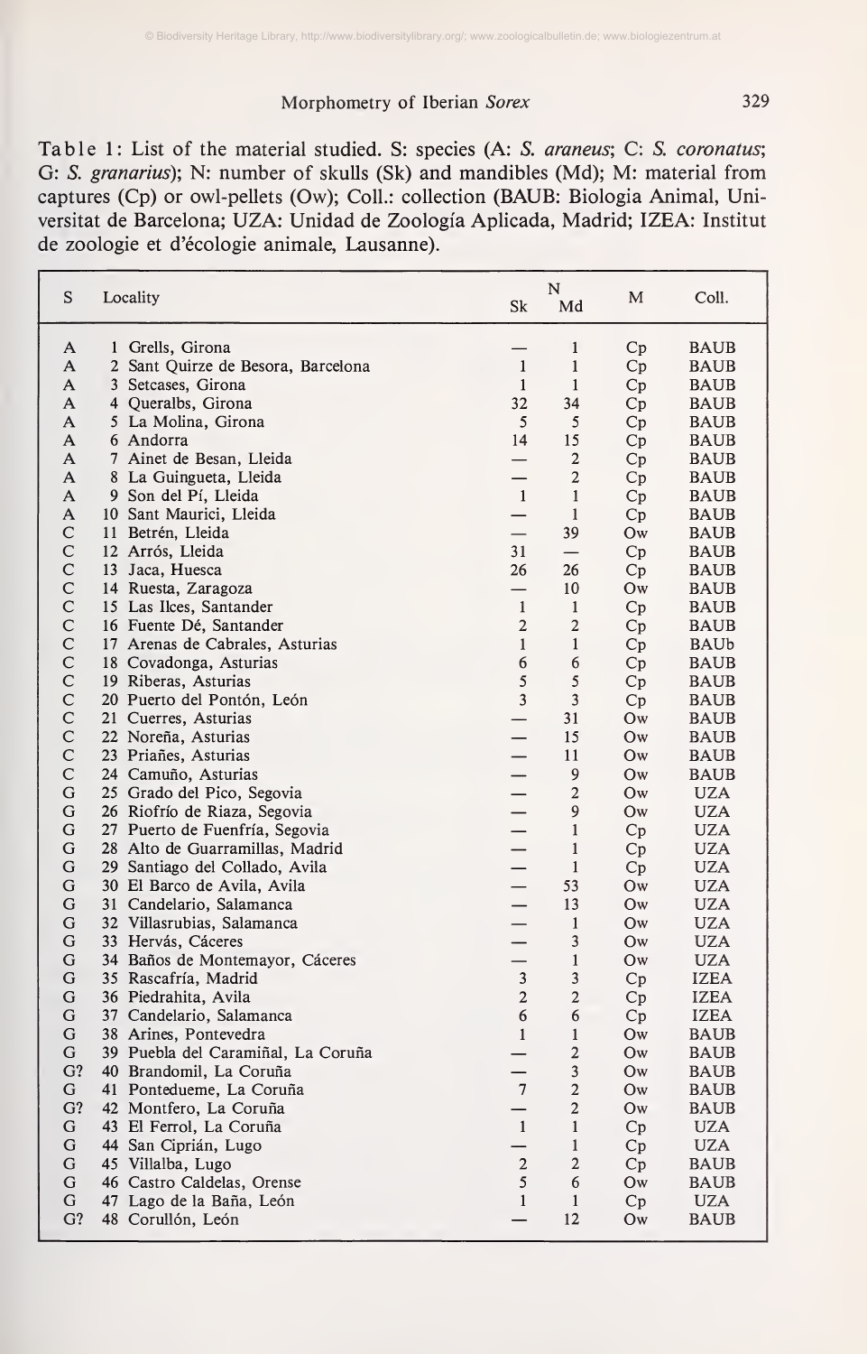Table 1: List of the material studied. S: species (A: *S. araneus*; C: *S. coronatus*; G: *S. granarius*); N: number of skulls (Sk) and mandibles (Md); M: material from captures (Cp) or owl-pellets (Ow); Coll.: collection (BAUB: Biologia Animal, Universitat de Barcelona; UZA: Unidad de Zoología Aplicada, Madrid; IZEA: Institut de zoologie et d'écologie animale, Lausanne).

| S | Locality | N Sk | N Md | M | Coll. |
|---|---|---|---|---|---|
| A | 1 Grells, Girona | — | 1 | Cp | BAUB |
| A | 2 Sant Quirze de Besora, Barcelona | 1 | 1 | Cp | BAUB |
| A | 3 Setcases, Girona | 1 | 1 | Cp | BAUB |
| A | 4 Queralbs, Girona | 32 | 34 | Cp | BAUB |
| A | 5 La Molina, Girona | 5 | 5 | Cp | BAUB |
| A | 6 Andorra | 14 | 15 | Cp | BAUB |
| A | 7 Ainet de Besan, Lleida | — | 2 | Cp | BAUB |
| A | 8 La Guingueta, Lleida | — | 2 | Cp | BAUB |
| A | 9 Son del Pí, Lleida | 1 | 1 | Cp | BAUB |
| A | 10 Sant Maurici, Lleida | — | 1 | Cp | BAUB |
| C | 11 Betrén, Lleida | — | 39 | Ow | BAUB |
| C | 12 Arrós, Lleida | 31 | — | Cp | BAUB |
| C | 13 Jaca, Huesca | 26 | 26 | Cp | BAUB |
| C | 14 Ruesta, Zaragoza | — | 10 | Ow | BAUB |
| C | 15 Las Ilces, Santander | 1 | 1 | Cp | BAUB |
| C | 16 Fuente Dé, Santander | 2 | 2 | Cp | BAUB |
| C | 17 Arenas de Cabrales, Asturias | 1 | 1 | Cp | BAUb |
| C | 18 Covadonga, Asturias | 6 | 6 | Cp | BAUB |
| C | 19 Riberas, Asturias | 5 | 5 | Cp | BAUB |
| C | 20 Puerto del Pontón, León | 3 | 3 | Cp | BAUB |
| C | 21 Cuerres, Asturias | — | 31 | Ow | BAUB |
| C | 22 Noreña, Asturias | — | 15 | Ow | BAUB |
| C | 23 Priañes, Asturias | — | 11 | Ow | BAUB |
| C | 24 Camuño, Asturias | — | 9 | Ow | BAUB |
| G | 25 Grado del Pico, Segovia | — | 2 | Ow | UZA |
| G | 26 Riofrío de Riaza, Segovia | — | 9 | Ow | UZA |
| G | 27 Puerto de Fuenfría, Segovia | — | 1 | Cp | UZA |
| G | 28 Alto de Guarramillas, Madrid | — | 1 | Cp | UZA |
| G | 29 Santiago del Collado, Avila | — | 1 | Cp | UZA |
| G | 30 El Barco de Avila, Avila | — | 53 | Ow | UZA |
| G | 31 Candelario, Salamanca | — | 13 | Ow | UZA |
| G | 32 Villasrubias, Salamanca | — | 1 | Ow | UZA |
| G | 33 Hervás, Cáceres | — | 3 | Ow | UZA |
| G | 34 Baños de Montemayor, Cáceres | — | 1 | Ow | UZA |
| G | 35 Rascafría, Madrid | 3 | 3 | Cp | IZEA |
| G | 36 Piedrahita, Avila | 2 | 2 | Cp | IZEA |
| G | 37 Candelario, Salamanca | 6 | 6 | Cp | IZEA |
| G | 38 Arines, Pontevedra | 1 | 1 | Ow | BAUB |
| G | 39 Puebla del Caramiñal, La Coruña | — | 2 | Ow | BAUB |
| G? | 40 Brandomil, La Coruña | — | 3 | Ow | BAUB |
| G | 41 Pontedueme, La Coruña | 7 | 2 | Ow | BAUB |
| G? | 42 Montfero, La Coruña | — | 2 | Ow | BAUB |
| G | 43 El Ferrol, La Coruña | 1 | 1 | Cp | UZA |
| G | 44 San Ciprián, Lugo | — | 1 | Cp | UZA |
| G | 45 Villalba, Lugo | 2 | 2 | Cp | BAUB |
| G | 46 Castro Caldelas, Orense | 5 | 6 | Ow | BAUB |
| G | 47 Lago de la Baña, León | 1 | 1 | Cp | UZA |
| G? | 48 Corullón, León | — | 12 | Ow | BAUB |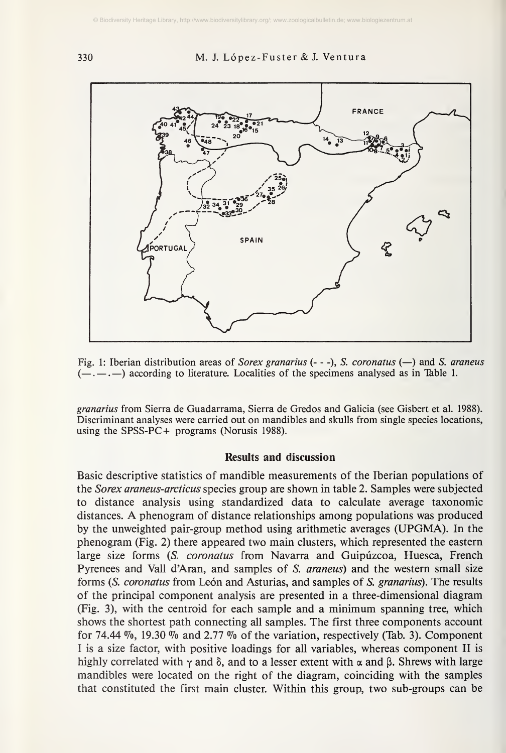Fig. 1: Iberian distribution areas of *Sorex granarius* (- - -), *S. coronatus* (—) and *S. araneus* (—.—.—) according to literature. Localities of the specimens analysed as in Table 1.

*granarius* from Sierra de Guadarrama, Sierra de Gredos and Galicia (see Gisbert et al. 1988). Discriminant analyses were carried out on mandibles and skulls from single species locations, using the SPSS-PC+ programs (Norusis 1988).

## Results and discussion

Basic descriptive statistics of mandible measurements of the Iberian populations of the *Sorex araneus-arcticus* species group are shown in table 2. Samples were subjected to distance analysis using standardized data to calculate average taxonomic distances. A phenogram of distance relationships among populations was produced by the unweighted pair-group method using arithmetic averages (UPGMA). In the phenogram (Fig. 2) there appeared two main clusters, which represented the eastern large size forms (*S. coronatus* from Navarra and Guipúzcoa, Huesca, French Pyrenees and Vall d'Aran, and samples of *S. araneus*) and the western small size forms (*S. coronatus* from León and Asturias, and samples of *S. granarius*). The results of the principal component analysis are presented in a three-dimensional diagram (Fig. 3), with the centroid for each sample and a minimum spanning tree, which shows the shortest path connecting all samples. The first three components account for 74.44 %, 19.30 % and 2.77 % of the variation, respectively (Tab. 3). Component I is a size factor, with positive loadings for all variables, whereas component II is highly correlated with $\gamma$ and $\delta$, and to a lesser extent with $\alpha$ and $\beta$. Shrews with large mandibles were located on the right of the diagram, coinciding with the samples that constituted the first main cluster. Within this group, two sub-groups can be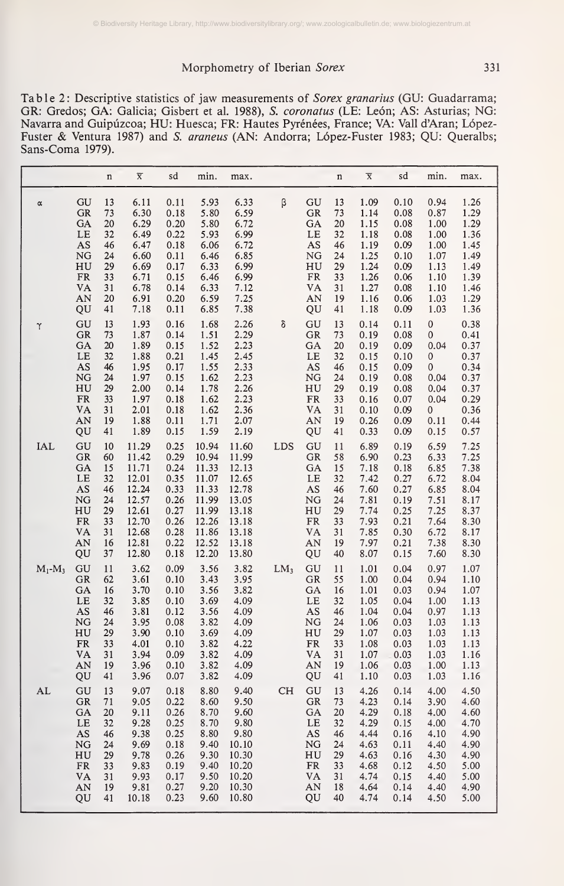Table 2: Descriptive statistics of jaw measurements of *Sorex granarius* (GU: Guadarrama; GR: Gredos; GA: Galicia; Gisbert et al. 1988), *S. coronatus* (LE: León; AS: Asturias; NG: Navarra and Guipúzcoa; HU: Huesca; FR: Hautes Pyrénées, France; VA: Vall d'Aran; López-Fuster & Ventura 1987) and *S. araneus* (AN: Andorra; López-Fuster 1983; QU: Queralbs; Sans-Coma 1979).

| | | n | $\bar{x}$ | sd | min. | max. | | | n | $\bar{x}$ | sd | min. | max. |
|---|---|---|---|---|---|---|---|---|---|---|---|---|---|
| α | GU | 13 | 6.11 | 0.11 | 5.93 | 6.33 | β | GU | 13 | 1.09 | 0.10 | 0.94 | 1.26 |
| | GR | 73 | 6.30 | 0.18 | 5.80 | 6.59 | | GR | 73 | 1.14 | 0.08 | 0.87 | 1.29 |
| | GA | 20 | 6.29 | 0.20 | 5.80 | 6.72 | | GA | 20 | 1.15 | 0.08 | 1.00 | 1.29 |
| | LE | 32 | 6.49 | 0.22 | 5.93 | 6.99 | | LE | 32 | 1.18 | 0.08 | 1.00 | 1.36 |
| | AS | 46 | 6.47 | 0.18 | 6.06 | 6.72 | | AS | 46 | 1.19 | 0.09 | 1.00 | 1.45 |
| | NG | 24 | 6.60 | 0.11 | 6.46 | 6.85 | | NG | 24 | 1.25 | 0.10 | 1.07 | 1.49 |
| | HU | 29 | 6.69 | 0.17 | 6.33 | 6.99 | | HU | 29 | 1.24 | 0.09 | 1.13 | 1.49 |
| | FR | 33 | 6.71 | 0.15 | 6.46 | 6.99 | | FR | 33 | 1.26 | 0.06 | 1.10 | 1.39 |
| | VA | 31 | 6.78 | 0.14 | 6.33 | 7.12 | | VA | 31 | 1.27 | 0.08 | 1.10 | 1.46 |
| | AN | 20 | 6.91 | 0.20 | 6.59 | 7.25 | | AN | 19 | 1.16 | 0.06 | 1.03 | 1.29 |
| | QU | 41 | 7.18 | 0.11 | 6.85 | 7.38 | | QU | 41 | 1.18 | 0.09 | 1.03 | 1.36 |
| γ | GU | 13 | 1.93 | 0.16 | 1.68 | 2.26 | δ | GU | 13 | 0.14 | 0.11 | 0 | 0.38 |
| | GR | 73 | 1.87 | 0.14 | 1.51 | 2.29 | | GR | 73 | 0.19 | 0.08 | 0 | 0.41 |
| | GA | 20 | 1.89 | 0.15 | 1.52 | 2.23 | | GA | 20 | 0.19 | 0.09 | 0.04 | 0.37 |
| | LE | 32 | 1.88 | 0.21 | 1.45 | 2.45 | | LE | 32 | 0.15 | 0.10 | 0 | 0.37 |
| | AS | 46 | 1.95 | 0.17 | 1.55 | 2.33 | | AS | 46 | 0.15 | 0.09 | 0 | 0.34 |
| | NG | 24 | 1.97 | 0.15 | 1.62 | 2.23 | | NG | 24 | 0.19 | 0.08 | 0.04 | 0.37 |
| | HU | 29 | 2.00 | 0.14 | 1.78 | 2.26 | | HU | 29 | 0.19 | 0.08 | 0.04 | 0.37 |
| | FR | 33 | 1.97 | 0.18 | 1.62 | 2.23 | | FR | 33 | 0.16 | 0.07 | 0.04 | 0.29 |
| | VA | 31 | 2.01 | 0.18 | 1.62 | 2.36 | | VA | 31 | 0.10 | 0.09 | 0 | 0.36 |
| | AN | 19 | 1.88 | 0.11 | 1.71 | 2.07 | | AN | 19 | 0.26 | 0.09 | 0.11 | 0.44 |
| | QU | 41 | 1.89 | 0.15 | 1.59 | 2.19 | | QU | 41 | 0.33 | 0.09 | 0.15 | 0.57 |
| IAL | GU | 10 | 11.29 | 0.25 | 10.94 | 11.60 | LDS | GU | 11 | 6.89 | 0.19 | 6.59 | 7.25 |
| | GR | 60 | 11.42 | 0.29 | 10.94 | 11.99 | | GR | 58 | 6.90 | 0.23 | 6.33 | 7.25 |
| | GA | 15 | 11.71 | 0.24 | 11.33 | 12.13 | | GA | 15 | 7.18 | 0.18 | 6.85 | 7.38 |
| | LE | 32 | 12.01 | 0.35 | 11.07 | 12.65 | | LE | 32 | 7.42 | 0.27 | 6.72 | 8.04 |
| | AS | 46 | 12.24 | 0.33 | 11.33 | 12.78 | | AS | 46 | 7.60 | 0.27 | 6.85 | 8.04 |
| | NG | 24 | 12.57 | 0.26 | 11.99 | 13.05 | | NG | 24 | 7.81 | 0.19 | 7.51 | 8.17 |
| | HU | 29 | 12.61 | 0.27 | 11.99 | 13.18 | | HU | 29 | 7.74 | 0.25 | 7.25 | 8.37 |
| | FR | 33 | 12.70 | 0.26 | 12.26 | 13.18 | | FR | 33 | 7.93 | 0.21 | 7.64 | 8.30 |
| | VA | 31 | 12.68 | 0.28 | 11.86 | 13.18 | | VA | 31 | 7.85 | 0.30 | 6.72 | 8.17 |
| | AN | 16 | 12.81 | 0.22 | 12.52 | 13.18 | | AN | 19 | 7.97 | 0.21 | 7.38 | 8.30 |
| | QU | 37 | 12.80 | 0.18 | 12.20 | 13.80 | | QU | 40 | 8.07 | 0.15 | 7.60 | 8.30 |
| $M_1$-$M_3$ | GU | 11 | 3.62 | 0.09 | 3.56 | 3.82 | $LM_3$ | GU | 11 | 1.01 | 0.04 | 0.97 | 1.07 |
| | GR | 62 | 3.61 | 0.10 | 3.43 | 3.95 | | GR | 55 | 1.00 | 0.04 | 0.94 | 1.10 |
| | GA | 16 | 3.70 | 0.10 | 3.56 | 3.82 | | GA | 16 | 1.01 | 0.03 | 0.94 | 1.07 |
| | LE | 32 | 3.85 | 0.10 | 3.69 | 4.09 | | LE | 32 | 1.05 | 0.04 | 1.00 | 1.13 |
| | AS | 46 | 3.81 | 0.12 | 3.56 | 4.09 | | AS | 46 | 1.04 | 0.04 | 0.97 | 1.13 |
| | NG | 24 | 3.95 | 0.08 | 3.82 | 4.09 | | NG | 24 | 1.06 | 0.03 | 1.03 | 1.13 |
| | HU | 29 | 3.90 | 0.10 | 3.69 | 4.09 | | HU | 29 | 1.07 | 0.03 | 1.03 | 1.13 |
| | FR | 33 | 4.01 | 0.10 | 3.82 | 4.22 | | FR | 33 | 1.08 | 0.03 | 1.03 | 1.13 |
| | VA | 31 | 3.94 | 0.09 | 3.82 | 4.09 | | VA | 31 | 1.07 | 0.03 | 1.03 | 1.16 |
| | AN | 19 | 3.96 | 0.10 | 3.82 | 4.09 | | AN | 19 | 1.06 | 0.03 | 1.00 | 1.13 |
| | QU | 41 | 3.96 | 0.07 | 3.82 | 4.09 | | QU | 41 | 1.10 | 0.03 | 1.03 | 1.16 |
| AL | GU | 13 | 9.07 | 0.18 | 8.80 | 9.40 | CH | GU | 13 | 4.26 | 0.14 | 4.00 | 4.50 |
| | GR | 71 | 9.05 | 0.22 | 8.60 | 9.50 | | GR | 73 | 4.23 | 0.14 | 3.90 | 4.60 |
| | GA | 20 | 9.11 | 0.26 | 8.70 | 9.60 | | GA | 20 | 4.29 | 0.18 | 4.00 | 4.60 |
| | LE | 32 | 9.28 | 0.25 | 8.70 | 9.80 | | LE | 32 | 4.29 | 0.15 | 4.00 | 4.70 |
| | AS | 46 | 9.38 | 0.25 | 8.80 | 9.80 | | AS | 46 | 4.44 | 0.16 | 4.10 | 4.90 |
| | NG | 24 | 9.69 | 0.18 | 9.40 | 10.10 | | NG | 24 | 4.63 | 0.11 | 4.40 | 4.90 |
| | HU | 29 | 9.78 | 0.26 | 9.30 | 10.30 | | HU | 29 | 4.63 | 0.16 | 4.30 | 4.90 |
| | FR | 33 | 9.83 | 0.19 | 9.40 | 10.20 | | FR | 33 | 4.68 | 0.12 | 4.50 | 5.00 |
| | VA | 31 | 9.93 | 0.17 | 9.50 | 10.20 | | VA | 31 | 4.74 | 0.15 | 4.40 | 5.00 |
| | AN | 19 | 9.81 | 0.27 | 9.20 | 10.30 | | AN | 18 | 4.64 | 0.14 | 4.40 | 4.90 |
| | QU | 41 | 10.18 | 0.23 | 9.60 | 10.80 | | QU | 40 | 4.74 | 0.14 | 4.50 | 5.00 |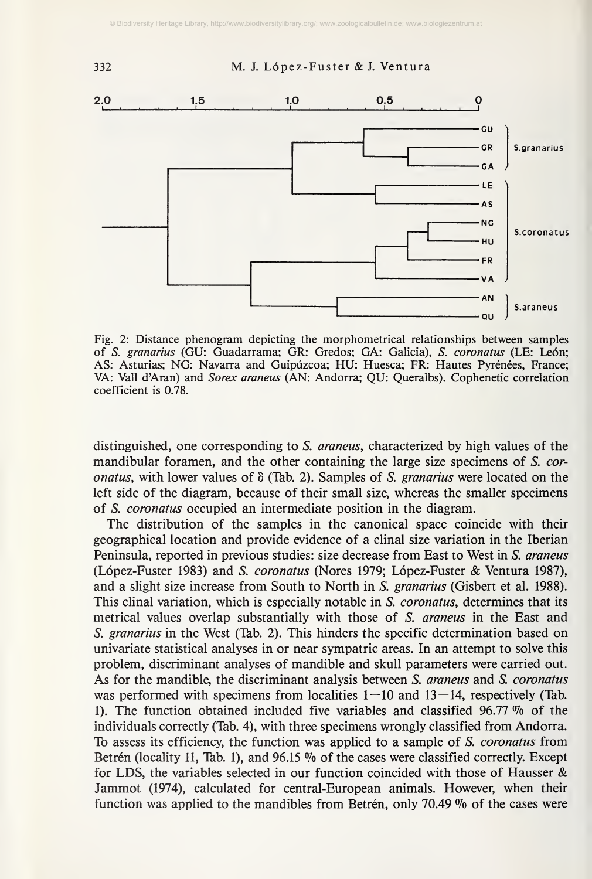Fig. 2: Distance phenogram depicting the morphometrical relationships between samples of *S. granarius* (GU: Guadarrama; GR: Gredos; GA: Galicia), *S. coronatus* (LE: León; AS: Asturias; NG: Navarra and Guipúzcoa; HU: Huesca; FR: Hautes Pyrénées, France; VA: Vall d'Aran) and *Sorex araneus* (AN: Andorra; QU: Queralbs). Cophenetic correlation coefficient is 0.78.

distinguished, one corresponding to *S. araneus*, characterized by high values of the mandibular foramen, and the other containing the large size specimens of *S. coronatus*, with lower values of $\delta$ (Tab. 2). Samples of *S. granarius* were located on the left side of the diagram, because of their small size, whereas the smaller specimens of *S. coronatus* occupied an intermediate position in the diagram.

The distribution of the samples in the canonical space coincide with their geographical location and provide evidence of a clinal size variation in the Iberian Peninsula, reported in previous studies: size decrease from East to West in *S. araneus* (López-Fuster 1983) and *S. coronatus* (Nores 1979; López-Fuster & Ventura 1987), and a slight size increase from South to North in *S. granarius* (Gisbert et al. 1988). This clinal variation, which is especially notable in *S. coronatus*, determines that its metrical values overlap substantially with those of *S. araneus* in the East and *S. granarius* in the West (Tab. 2). This hinders the specific determination based on univariate statistical analyses in or near sympatric areas. In an attempt to solve this problem, discriminant analyses of mandible and skull parameters were carried out. As for the mandible, the discriminant analysis between *S. araneus* and *S. coronatus* was performed with specimens from localities 1—10 and 13—14, respectively (Tab. 1). The function obtained included five variables and classified 96.77 % of the individuals correctly (Tab. 4), with three specimens wrongly classified from Andorra. To assess its efficiency, the function was applied to a sample of *S. coronatus* from Betrén (locality 11, Tab. 1), and 96.15 % of the cases were classified correctly. Except for LDS, the variables selected in our function coincided with those of Hausser & Jammot (1974), calculated for central-European animals. However, when their function was applied to the mandibles from Betrén, only 70.49 % of the cases were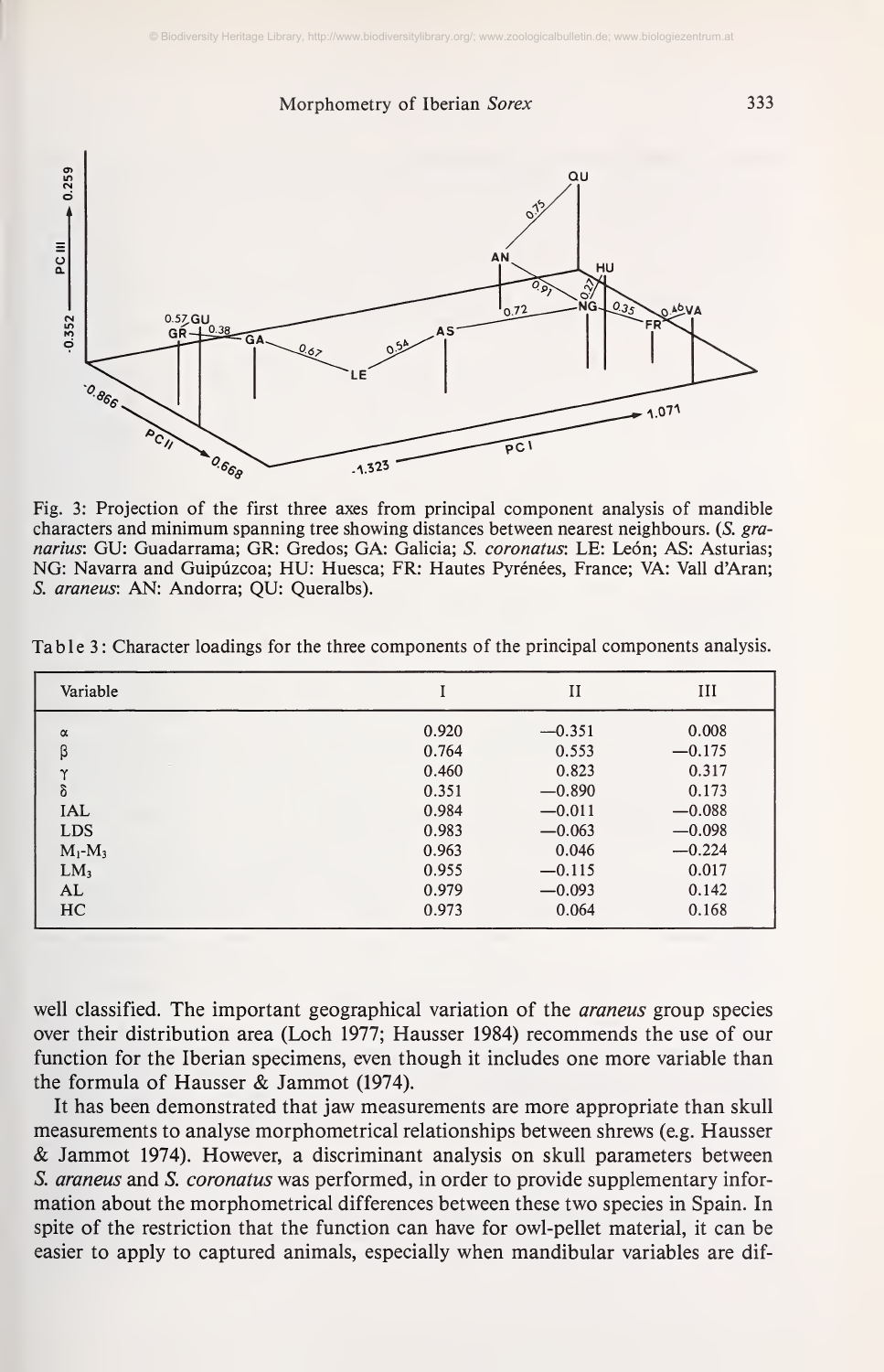Fig. 3: Projection of the first three axes from principal component analysis of mandible characters and minimum spanning tree showing distances between nearest neighbours. (*S. granarius*: GU: Guadarrama; GR: Gredos; GA: Galicia; *S. coronatus*: LE: León; AS: Asturias; NG: Navarra and Guipúzcoa; HU: Huesca; FR: Hautes Pyrénées, France; VA: Vall d'Aran; *S. araneus*: AN: Andorra; QU: Queralbs).

Table 3: Character loadings for the three components of the principal components analysis.

| Variable | I | II | III |
|---|---|---|---|
| $\alpha$ | 0.920 | −0.351 | 0.008 |
| $\beta$ | 0.764 | 0.553 | −0.175 |
| $\gamma$ | 0.460 | 0.823 | 0.317 |
| $\delta$ | 0.351 | −0.890 | 0.173 |
| IAL | 0.984 | −0.011 | −0.088 |
| LDS | 0.983 | −0.063 | −0.098 |
| $M_1$-$M_3$ | 0.963 | 0.046 | −0.224 |
| $LM_3$ | 0.955 | −0.115 | 0.017 |
| AL | 0.979 | −0.093 | 0.142 |
| HC | 0.973 | 0.064 | 0.168 |

well classified. The important geographical variation of the *araneus* group species over their distribution area (Loch 1977; Hausser 1984) recommends the use of our function for the Iberian specimens, even though it includes one more variable than the formula of Hausser & Jammot (1974).

It has been demonstrated that jaw measurements are more appropriate than skull measurements to analyse morphometrical relationships between shrews (e.g. Hausser & Jammot 1974). However, a discriminant analysis on skull parameters between *S. araneus* and *S. coronatus* was performed, in order to provide supplementary information about the morphometrical differences between these two species in Spain. In spite of the restriction that the function can have for owl-pellet material, it can be easier to apply to captured animals, especially when mandibular variables are dif-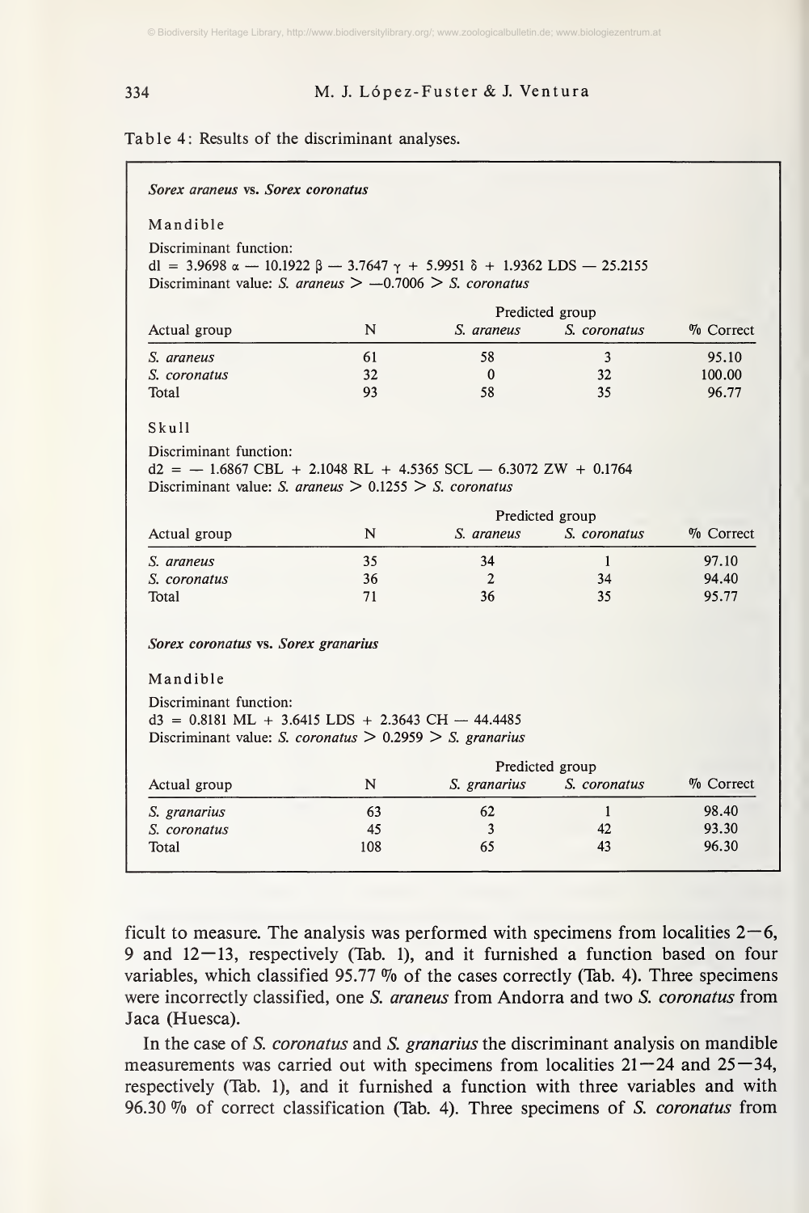Table 4: Results of the discriminant analyses.

***Sorex araneus* vs. *Sorex coronatus***

Mandible

Discriminant function:
$d1 = 3.9698\,\alpha - 10.1922\,\beta - 3.7647\,\gamma + 5.9951\,\delta + 1.9362\,\text{LDS} - 25.2155$
Discriminant value: *S. araneus* $> -0.7006 >$ *S. coronatus*

| Actual group | N | Predicted group *S. araneus* | *S. coronatus* | % Correct |
|---|---|---|---|---|
| *S. araneus* | 61 | 58 | 3 | 95.10 |
| *S. coronatus* | 32 | 0 | 32 | 100.00 |
| Total | 93 | 58 | 35 | 96.77 |

Skull

Discriminant function:
$d2 = -1.6867\,\text{CBL} + 2.1048\,\text{RL} + 4.5365\,\text{SCL} - 6.3072\,\text{ZW} + 0.1764$
Discriminant value: *S. araneus* $> 0.1255 >$ *S. coronatus*

| Actual group | N | Predicted group *S. araneus* | *S. coronatus* | % Correct |
|---|---|---|---|---|
| *S. araneus* | 35 | 34 | 1 | 97.10 |
| *S. coronatus* | 36 | 2 | 34 | 94.40 |
| Total | 71 | 36 | 35 | 95.77 |

***Sorex coronatus* vs. *Sorex granarius***

Mandible

Discriminant function:
$d3 = 0.8181\,\text{ML} + 3.6415\,\text{LDS} + 2.3643\,\text{CH} - 44.4485$
Discriminant value: *S. coronatus* $> 0.2959 >$ *S. granarius*

| Actual group | N | Predicted group *S. granarius* | *S. coronatus* | % Correct |
|---|---|---|---|---|
| *S. granarius* | 63 | 62 | 1 | 98.40 |
| *S. coronatus* | 45 | 3 | 42 | 93.30 |
| Total | 108 | 65 | 43 | 96.30 |

ficult to measure. The analysis was performed with specimens from localities 2–6, 9 and 12–13, respectively (Tab. 1), and it furnished a function based on four variables, which classified 95.77 % of the cases correctly (Tab. 4). Three specimens were incorrectly classified, one *S. araneus* from Andorra and two *S. coronatus* from Jaca (Huesca).

In the case of *S. coronatus* and *S. granarius* the discriminant analysis on mandible measurements was carried out with specimens from localities 21–24 and 25–34, respectively (Tab. 1), and it furnished a function with three variables and with 96.30 % of correct classification (Tab. 4). Three specimens of *S. coronatus* from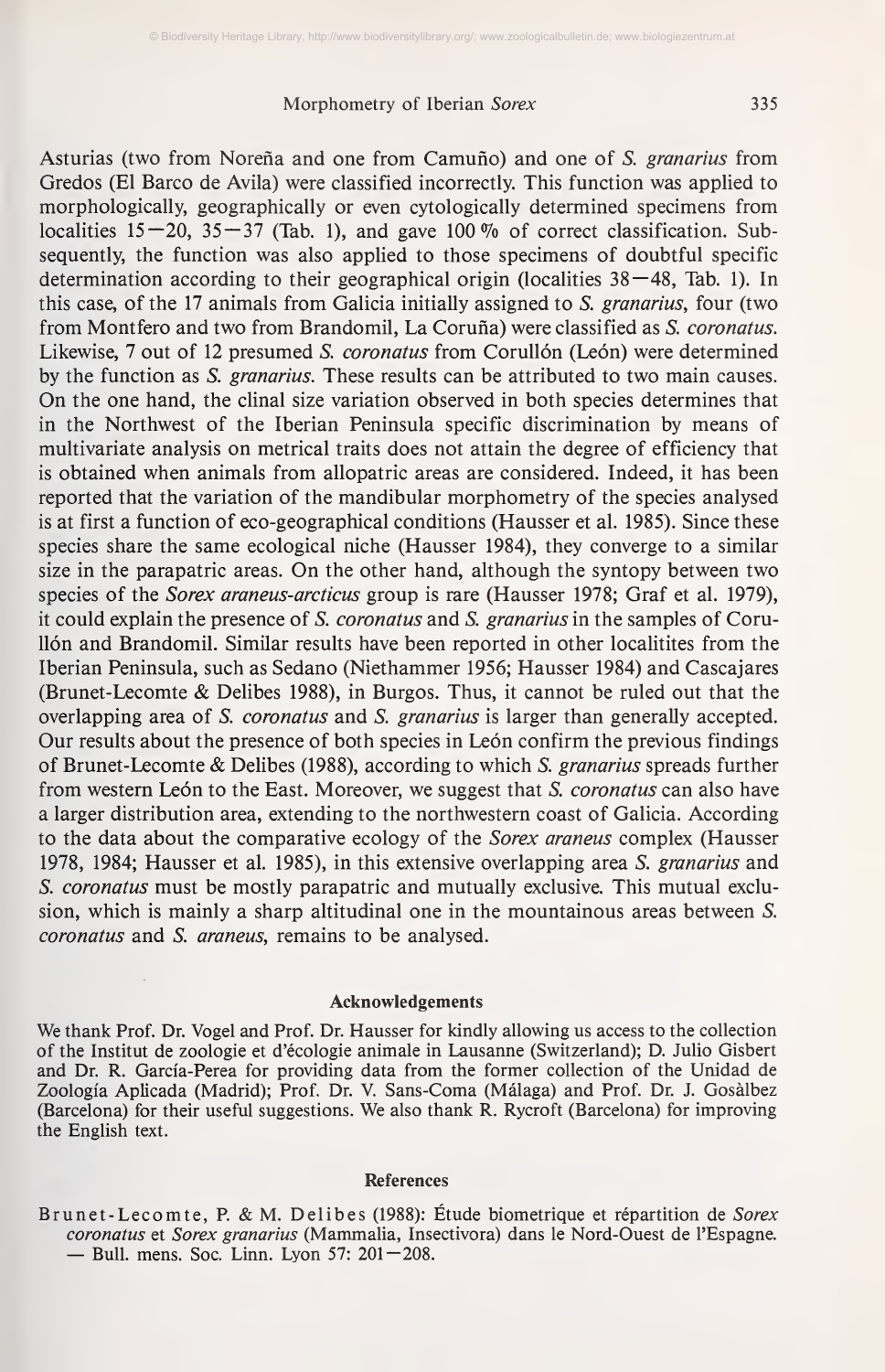Asturias (two from Noreña and one from Camuño) and one of *S. granarius* from Gredos (El Barco de Avila) were classified incorrectly. This function was applied to morphologically, geographically or even cytologically determined specimens from localities 15—20, 35—37 (Tab. 1), and gave 100 % of correct classification. Subsequently, the function was also applied to those specimens of doubtful specific determination according to their geographical origin (localities 38—48, Tab. 1). In this case, of the 17 animals from Galicia initially assigned to *S. granarius*, four (two from Montfero and two from Brandomil, La Coruña) were classified as *S. coronatus*. Likewise, 7 out of 12 presumed *S. coronatus* from Corullón (León) were determined by the function as *S. granarius*. These results can be attributed to two main causes. On the one hand, the clinal size variation observed in both species determines that in the Northwest of the Iberian Peninsula specific discrimination by means of multivariate analysis on metrical traits does not attain the degree of efficiency that is obtained when animals from allopatric areas are considered. Indeed, it has been reported that the variation of the mandibular morphometry of the species analysed is at first a function of eco-geographical conditions (Hausser et al. 1985). Since these species share the same ecological niche (Hausser 1984), they converge to a similar size in the parapatric areas. On the other hand, although the syntopy between two species of the *Sorex araneus-arcticus* group is rare (Hausser 1978; Graf et al. 1979), it could explain the presence of *S. coronatus* and *S. granarius* in the samples of Corullón and Brandomil. Similar results have been reported in other localitites from the Iberian Peninsula, such as Sedano (Niethammer 1956; Hausser 1984) and Cascajares (Brunet-Lecomte & Delibes 1988), in Burgos. Thus, it cannot be ruled out that the overlapping area of *S. coronatus* and *S. granarius* is larger than generally accepted. Our results about the presence of both species in León confirm the previous findings of Brunet-Lecomte & Delibes (1988), according to which *S. granarius* spreads further from western León to the East. Moreover, we suggest that *S. coronatus* can also have a larger distribution area, extending to the northwestern coast of Galicia. According to the data about the comparative ecology of the *Sorex araneus* complex (Hausser 1978, 1984; Hausser et al. 1985), in this extensive overlapping area *S. granarius* and *S. coronatus* must be mostly parapatric and mutually exclusive. This mutual exclusion, which is mainly a sharp altitudinal one in the mountainous areas between *S. coronatus* and *S. araneus*, remains to be analysed.

## Acknowledgements

We thank Prof. Dr. Vogel and Prof. Dr. Hausser for kindly allowing us access to the collection of the Institut de zoologie et d'écologie animale in Lausanne (Switzerland); D. Julio Gisbert and Dr. R. García-Perea for providing data from the former collection of the Unidad de Zoología Aplicada (Madrid); Prof. Dr. V. Sans-Coma (Málaga) and Prof. Dr. J. Gosàlbez (Barcelona) for their useful suggestions. We also thank R. Rycroft (Barcelona) for improving the English text.

## References

Brunet-Lecomte, P. & M. Delibes (1988): Étude biometrique et répartition de *Sorex coronatus* et *Sorex granarius* (Mammalia, Insectivora) dans le Nord-Ouest de l'Espagne. — Bull. mens. Soc. Linn. Lyon 57: 201—208.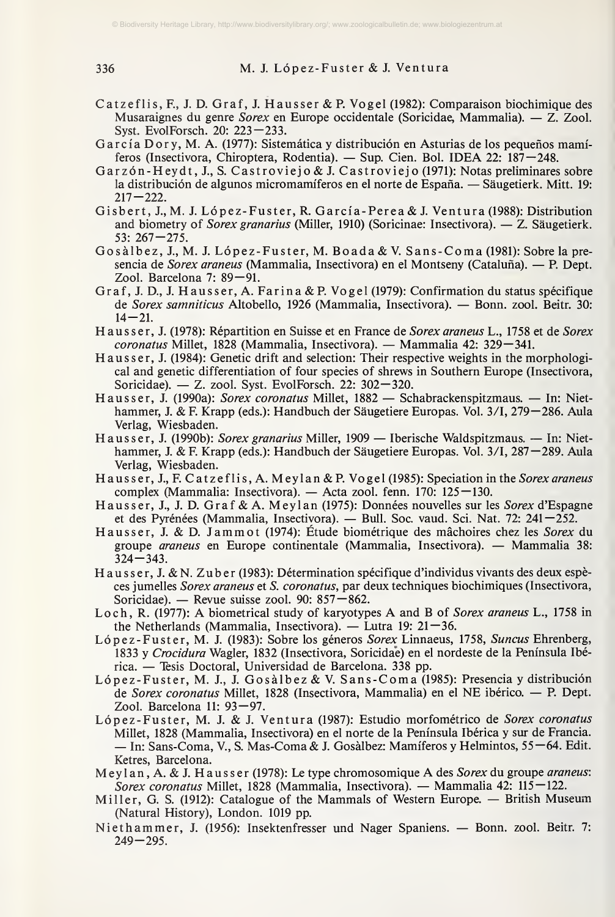Catzeflis, F., J. D. Graf, J. Hausser & P. Vogel (1982): Comparaison biochimique des Musaraignes du genre *Sorex* en Europe occidentale (Soricidae, Mammalia). — Z. Zool. Syst. EvolForsch. 20: 223—233.

García Dory, M. A. (1977): Sistemática y distribución en Asturias de los pequeños mamíferos (Insectivora, Chiroptera, Rodentia). — Sup. Cien. Bol. IDEA 22: 187—248.

Garzón-Heydt, J., S. Castroviejo & J. Castroviejo (1971): Notas preliminares sobre la distribución de algunos micromamíferos en el norte de España. — Säugetierk. Mitt. 19: 217—222.

Gisbert, J., M. J. López-Fuster, R. García-Perea & J. Ventura (1988): Distribution and biometry of *Sorex granarius* (Miller, 1910) (Soricinae: Insectivora). — Z. Säugetierk. 53: 267—275.

Gosàlbez, J., M. J. López-Fuster, M. Boada & V. Sans-Coma (1981): Sobre la presencia de *Sorex araneus* (Mammalia, Insectivora) en el Montseny (Cataluña). — P. Dept. Zool. Barcelona 7: 89—91.

Graf, J. D., J. Hausser, A. Farina & P. Vogel (1979): Confirmation du status spécifique de *Sorex samniticus* Altobello, 1926 (Mammalia, Insectivora). — Bonn. zool. Beitr. 30: 14—21.

Hausser, J. (1978): Répartition en Suisse et en France de *Sorex araneus* L., 1758 et de *Sorex coronatus* Millet, 1828 (Mammalia, Insectivora). — Mammalia 42: 329—341.

Hausser, J. (1984): Genetic drift and selection: Their respective weights in the morphological and genetic differentiation of four species of shrews in Southern Europe (Insectivora, Soricidae). — Z. zool. Syst. EvolForsch. 22: 302—320.

Hausser, J. (1990a): *Sorex coronatus* Millet, 1882 — Schabrackenspitzmaus. — In: Niethammer, J. & F. Krapp (eds.): Handbuch der Säugetiere Europas. Vol. 3/I, 279—286. Aula Verlag, Wiesbaden.

Hausser, J. (1990b): *Sorex granarius* Miller, 1909 — Iberische Waldspitzmaus. — In: Niethammer, J. & F. Krapp (eds.): Handbuch der Säugetiere Europas. Vol. 3/I, 287—289. Aula Verlag, Wiesbaden.

Hausser, J., F. Catzeflis, A. Meylan & P. Vogel (1985): Speciation in the *Sorex araneus* complex (Mammalia: Insectivora). — Acta zool. fenn. 170: 125—130.

Hausser, J., J. D. Graf & A. Meylan (1975): Données nouvelles sur les *Sorex* d'Espagne et des Pyrénées (Mammalia, Insectivora). — Bull. Soc. vaud. Sci. Nat. 72: 241—252.

Hausser, J. & D. Jammot (1974): Étude biométrique des mâchoires chez les *Sorex* du groupe *araneus* en Europe continentale (Mammalia, Insectivora). — Mammalia 38: 324—343.

Hausser, J. & N. Zuber (1983): Détermination spécifique d'individus vivants des deux espèces jumelles *Sorex araneus* et *S. coronatus*, par deux techniques biochimiques (Insectivora, Soricidae). — Revue suisse zool. 90: 857—862.

Loch, R. (1977): A biometrical study of karyotypes A and B of *Sorex araneus* L., 1758 in the Netherlands (Mammalia, Insectivora). — Lutra 19: 21—36.

López-Fuster, M. J. (1983): Sobre los géneros *Sorex* Linnaeus, 1758, *Suncus* Ehrenberg, 1833 y *Crocidura* Wagler, 1832 (Insectivora, Soricidae) en el nordeste de la Península Ibérica. — Tesis Doctoral, Universidad de Barcelona. 338 pp.

López-Fuster, M. J., J. Gosàlbez & V. Sans-Coma (1985): Presencia y distribución de *Sorex coronatus* Millet, 1828 (Insectivora, Mammalia) en el NE ibérico. — P. Dept. Zool. Barcelona 11: 93—97.

López-Fuster, M. J. & J. Ventura (1987): Estudio morfométrico de *Sorex coronatus* Millet, 1828 (Mammalia, Insectivora) en el norte de la Península Ibérica y sur de Francia. — In: Sans-Coma, V., S. Mas-Coma & J. Gosàlbez: Mamíferos y Helmintos, 55—64. Edit. Ketres, Barcelona.

Meylan, A. & J. Hausser (1978): Le type chromosomique A des *Sorex* du groupe *araneus*: *Sorex coronatus* Millet, 1828 (Mammalia, Insectivora). — Mammalia 42: 115—122.

Miller, G. S. (1912): Catalogue of the Mammals of Western Europe. — British Museum (Natural History), London. 1019 pp.

Niethammer, J. (1956): Insektenfresser und Nager Spaniens. — Bonn. zool. Beitr. 7: 249—295.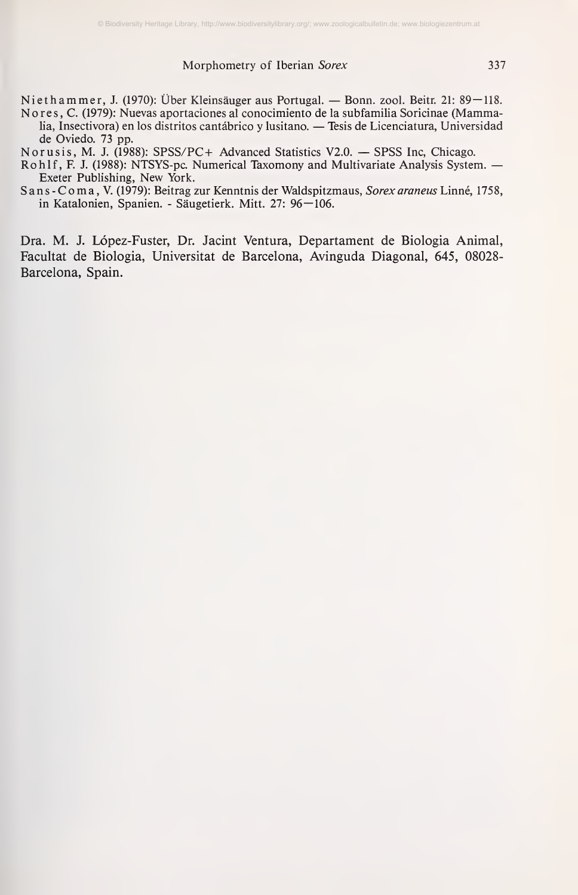Niethammer, J. (1970): Über Kleinsäuger aus Portugal. — Bonn. zool. Beitr. 21: 89—118.

Nores, C. (1979): Nuevas aportaciones al conocimiento de la subfamilia Soricinae (Mammalia, Insectivora) en los distritos cantábrico y lusitano. — Tesis de Licenciatura, Universidad de Oviedo. 73 pp.

Norusis, M. J. (1988): SPSS/PC+ Advanced Statistics V2.0. — SPSS Inc, Chicago.

Rohlf, F. J. (1988): NTSYS-pc. Numerical Taxomony and Multivariate Analysis System. — Exeter Publishing, New York.

Sans-Coma, V. (1979): Beitrag zur Kenntnis der Waldspitzmaus, *Sorex araneus* Linné, 1758, in Katalonien, Spanien. - Säugetierk. Mitt. 27: 96—106.

Dra. M. J. López-Fuster, Dr. Jacint Ventura, Departament de Biologia Animal, Facultat de Biologia, Universitat de Barcelona, Avinguda Diagonal, 645, 08028-Barcelona, Spain.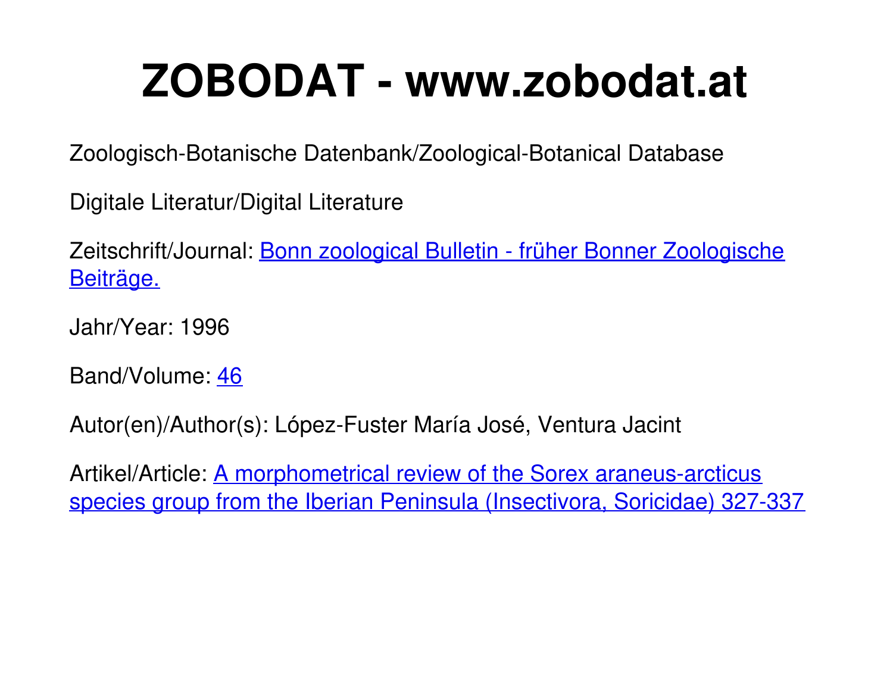# ZOBODAT - www.zobodat.at

Zoologisch-Botanische Datenbank/Zoological-Botanical Database

Digitale Literatur/Digital Literature

Zeitschrift/Journal: Bonn zoological Bulletin - früher Bonner Zoologische Beiträge.

Jahr/Year: 1996

Band/Volume: 46

Autor(en)/Author(s): López-Fuster María José, Ventura Jacint

Artikel/Article: A morphometrical review of the Sorex araneus-arcticus species group from the Iberian Peninsula (Insectivora, Soricidae) 327-337